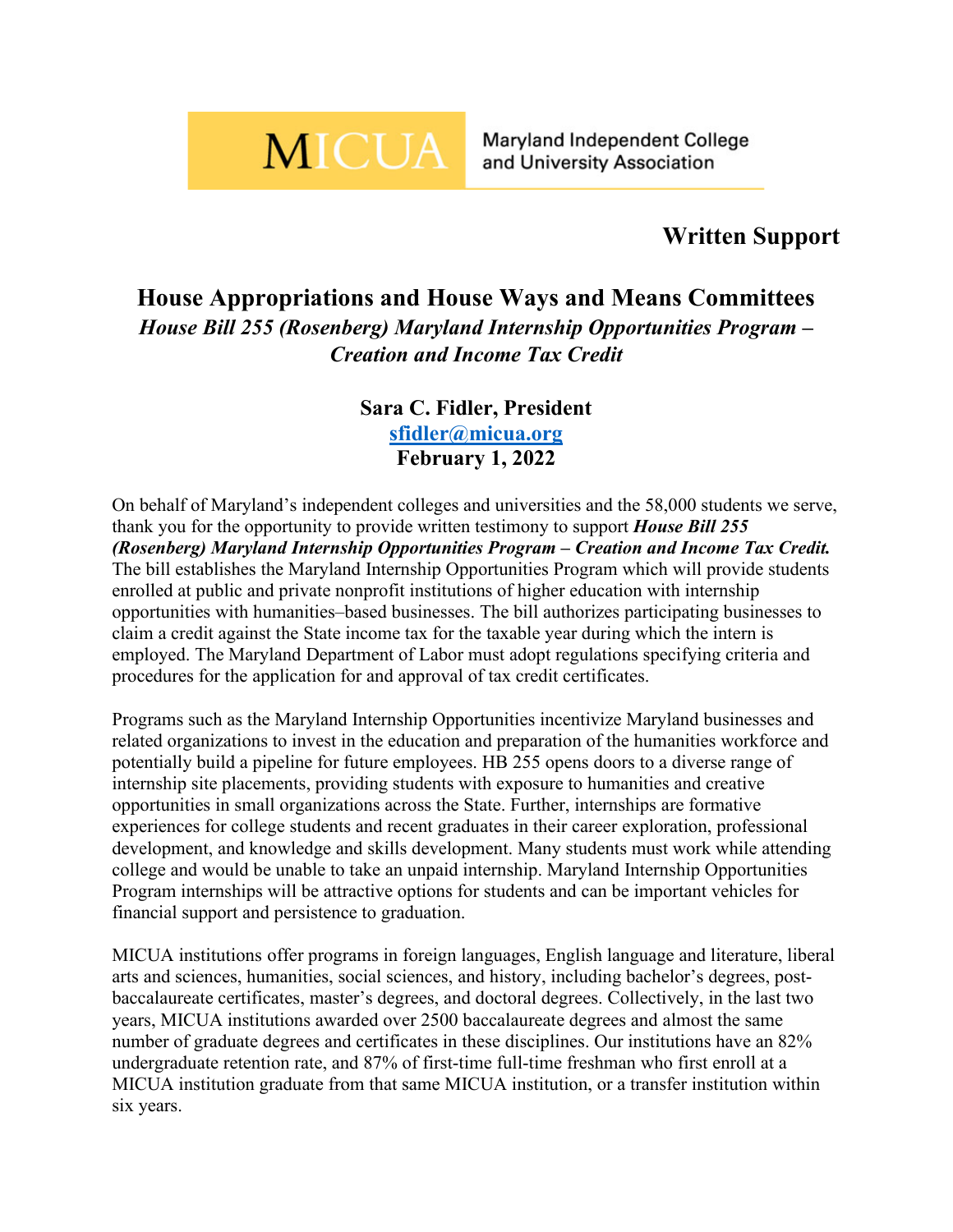**MICUA** Maryland Independent College and University Association

**Written Support**

## House Appropriations and House Ways and Means Committees

***House Bill 255 (Rosenberg) Maryland Internship Opportunities Program – Creation and Income Tax Credit***

**Sara C. Fidler, President**
**sfidler@micua.org**
**February 1, 2022**

On behalf of Maryland's independent colleges and universities and the 58,000 students we serve, thank you for the opportunity to provide written testimony to support ***House Bill 255 (Rosenberg) Maryland Internship Opportunities Program – Creation and Income Tax Credit.*** The bill establishes the Maryland Internship Opportunities Program which will provide students enrolled at public and private nonprofit institutions of higher education with internship opportunities with humanities–based businesses. The bill authorizes participating businesses to claim a credit against the State income tax for the taxable year during which the intern is employed. The Maryland Department of Labor must adopt regulations specifying criteria and procedures for the application for and approval of tax credit certificates.

Programs such as the Maryland Internship Opportunities incentivize Maryland businesses and related organizations to invest in the education and preparation of the humanities workforce and potentially build a pipeline for future employees. HB 255 opens doors to a diverse range of internship site placements, providing students with exposure to humanities and creative opportunities in small organizations across the State. Further, internships are formative experiences for college students and recent graduates in their career exploration, professional development, and knowledge and skills development. Many students must work while attending college and would be unable to take an unpaid internship. Maryland Internship Opportunities Program internships will be attractive options for students and can be important vehicles for financial support and persistence to graduation.

MICUA institutions offer programs in foreign languages, English language and literature, liberal arts and sciences, humanities, social sciences, and history, including bachelor's degrees, post-baccalaureate certificates, master's degrees, and doctoral degrees. Collectively, in the last two years, MICUA institutions awarded over 2500 baccalaureate degrees and almost the same number of graduate degrees and certificates in these disciplines. Our institutions have an 82% undergraduate retention rate, and 87% of first-time full-time freshman who first enroll at a MICUA institution graduate from that same MICUA institution, or a transfer institution within six years.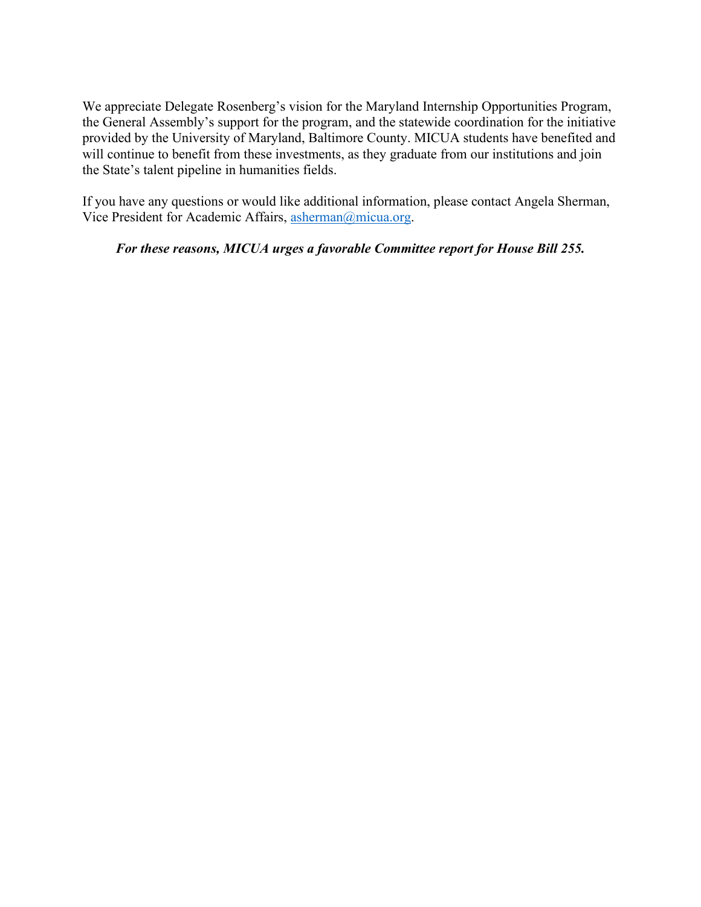We appreciate Delegate Rosenberg's vision for the Maryland Internship Opportunities Program, the General Assembly's support for the program, and the statewide coordination for the initiative provided by the University of Maryland, Baltimore County. MICUA students have benefited and will continue to benefit from these investments, as they graduate from our institutions and join the State's talent pipeline in humanities fields.

If you have any questions or would like additional information, please contact Angela Sherman, Vice President for Academic Affairs, asherman@micua.org.

***For these reasons, MICUA urges a favorable Committee report for House Bill 255.***